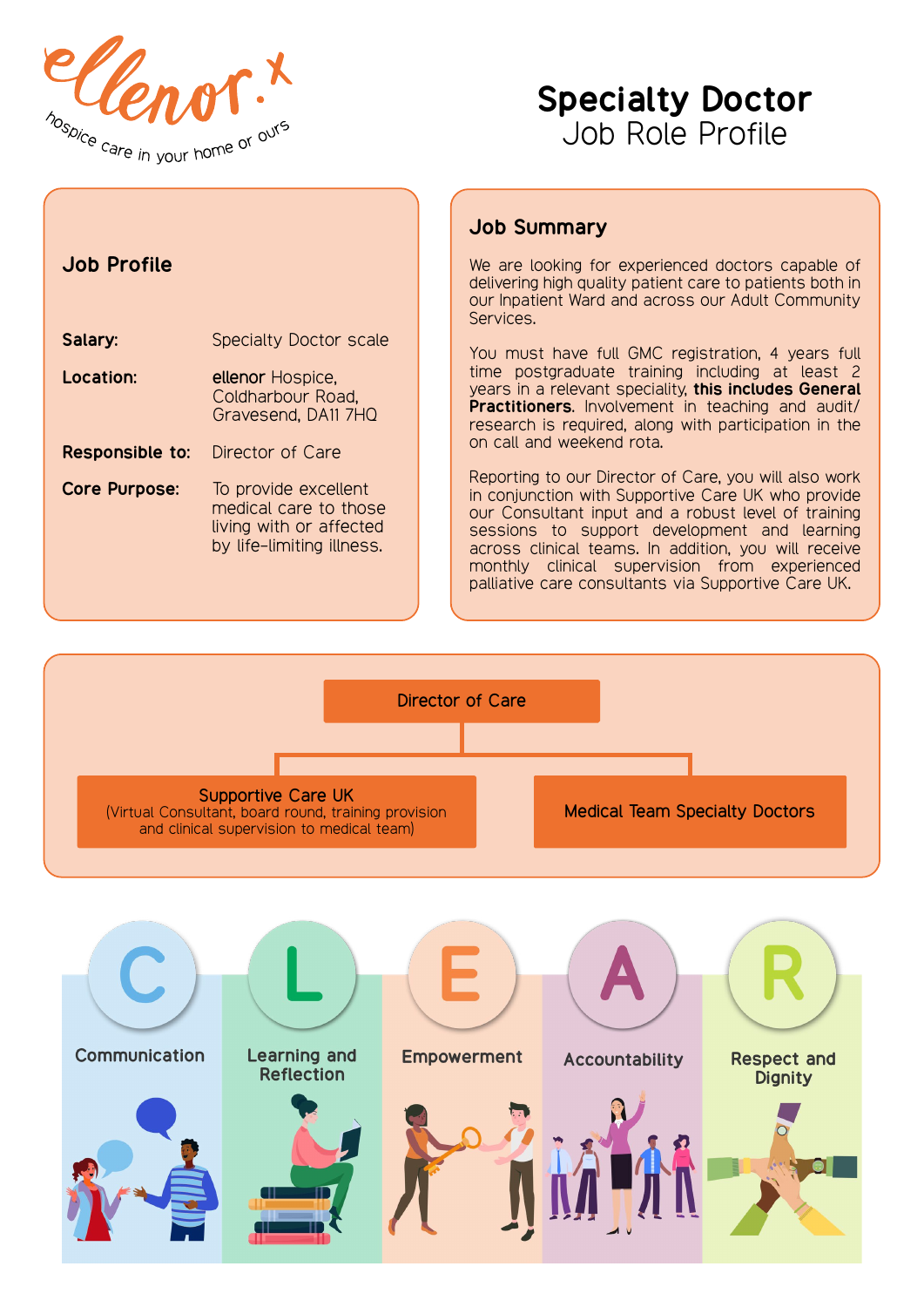ellenor.x
hospice care in your home or ours

# Specialty Doctor
## Job Role Profile

### Job Profile

**Salary:** Specialty Doctor scale

**Location:** ellenor Hospice, Coldharbour Road, Gravesend, DA11 7HQ

**Responsible to:** Director of Care

**Core Purpose:** To provide excellent medical care to those living with or affected by life-limiting illness.

### Job Summary

We are looking for experienced doctors capable of delivering high quality patient care to patients both in our Inpatient Ward and across our Adult Community Services.

You must have full GMC registration, 4 years full time postgraduate training including at least 2 years in a relevant speciality, **this includes General Practitioners**. Involvement in teaching and audit/research is required, along with participation in the on call and weekend rota.

Reporting to our Director of Care, you will also work in conjunction with Supportive Care UK who provide our Consultant input and a robust level of training sessions to support development and learning across clinical teams. In addition, you will receive monthly clinical supervision from experienced palliative care consultants via Supportive Care UK.

Director of Care

- Supportive Care UK (Virtual Consultant, board round, training provision and clinical supervision to medical team)
- Medical Team Specialty Doctors

**C** – Communication

**L** – Learning and Reflection

**E** – Empowerment

**A** – Accountability

**R** – Respect and Dignity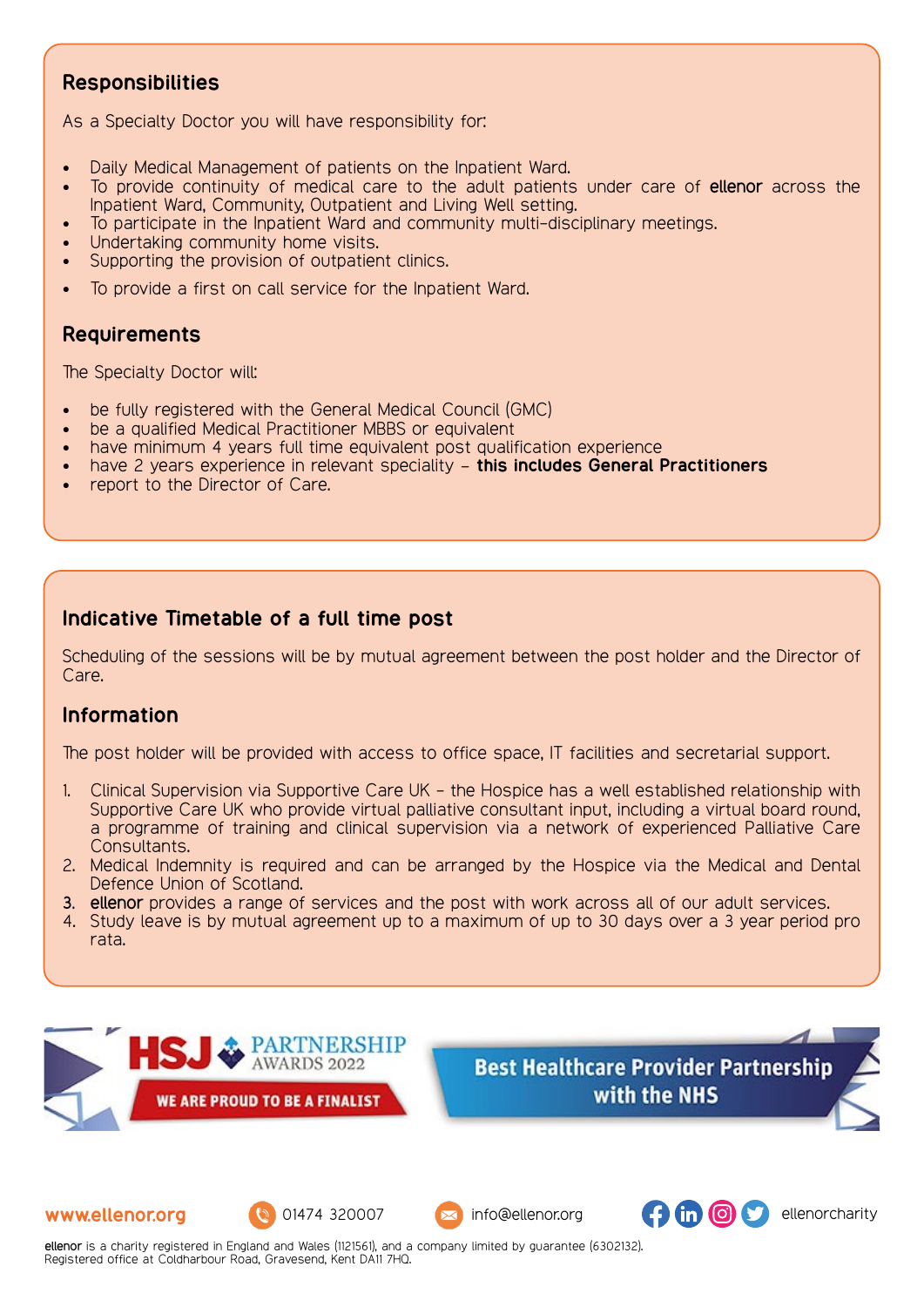## Responsibilities

As a Specialty Doctor you will have responsibility for:

- Daily Medical Management of patients on the Inpatient Ward.
- To provide continuity of medical care to the adult patients under care of **ellenor** across the Inpatient Ward, Community, Outpatient and Living Well setting.
- To participate in the Inpatient Ward and community multi-disciplinary meetings.
- Undertaking community home visits.
- Supporting the provision of outpatient clinics.
- To provide a first on call service for the Inpatient Ward.

## Requirements

The Specialty Doctor will:

- be fully registered with the General Medical Council (GMC)
- be a qualified Medical Practitioner MBBS or equivalent
- have minimum 4 years full time equivalent post qualification experience
- have 2 years experience in relevant speciality – **this includes General Practitioners**
- report to the Director of Care.

## Indicative Timetable of a full time post

Scheduling of the sessions will be by mutual agreement between the post holder and the Director of Care.

## Information

The post holder will be provided with access to office space, IT facilities and secretarial support.

1. Clinical Supervision via Supportive Care UK – the Hospice has a well established relationship with Supportive Care UK who provide virtual palliative consultant input, including a virtual board round, a programme of training and clinical supervision via a network of experienced Palliative Care Consultants.
2. Medical Indemnity is required and can be arranged by the Hospice via the Medical and Dental Defence Union of Scotland.
3. **ellenor** provides a range of services and the post with work across all of our adult services.
4. Study leave is by mutual agreement up to a maximum of up to 30 days over a 3 year period pro rata.

HSJ PARTNERSHIP AWARDS 2022

WE ARE PROUD TO BE A FINALIST

Best Healthcare Provider Partnership with the NHS

www.ellenor.org | 01474 320007 | info@ellenor.org | ellenorcharity

**ellenor** is a charity registered in England and Wales (1121561), and a company limited by guarantee (6302132).
Registered office at Coldharbour Road, Gravesend, Kent DA11 7HQ.